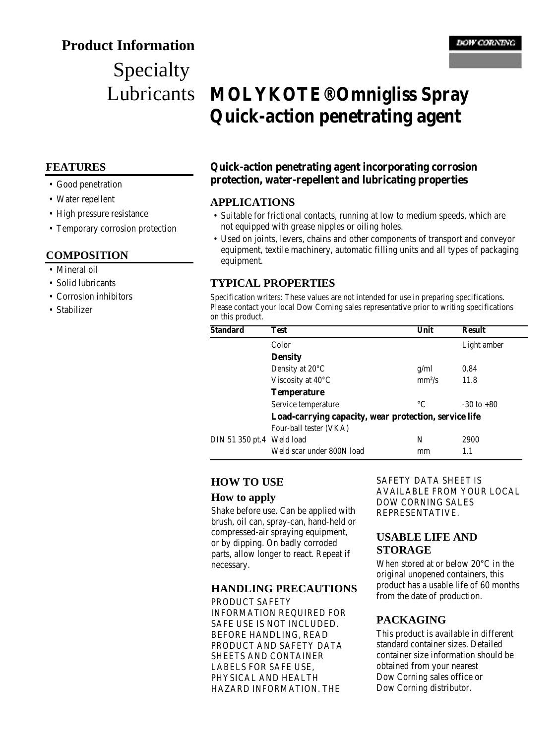# Product Information

## Specialty Lubricants

# MOLYKOTE® Omnigliss Spray Quick-action penetrating agent

## FEATURES

- Good penetration
- Water repellent
- High pressure resistance
- Temporary corrosion protection

## COMPOSITION

- Mineral oil
- Solid lubricants
- Corrosion inhibitors
- Stabilizer

**Quick-action penetrating agent incorporating corrosion protection, water-repellent and lubricating properties**

## APPLICATIONS

- Suitable for frictional contacts, running at low to medium speeds, which are not equipped with grease nipples or oiling holes.
- Used on joints, levers, chains and other components of transport and conveyor equipment, textile machinery, automatic filling units and all types of packaging equipment.

## TYPICAL PROPERTIES

Specification writers: These values are not intended for use in preparing specifications. Please contact your local Dow Corning sales representative prior to writing specifications on this product.

| Standard | Test | Unit | Result |
|---|---|---|---|
| | Color | | Light amber |
| | **Density** | | |
| | Density at 20°C | g/ml | 0.84 |
| | Viscosity at 40°C | mm²/s | 11.8 |
| | **Temperature** | | |
| | Service temperature | °C | -30 to +80 |
| | **Load-carrying capacity, wear protection, service life** | | |
| | Four-ball tester (VKA) | | |
| DIN 51 350 pt.4 | Weld load | N | 2900 |
| | Weld scar under 800N load | mm | 1.1 |

## HOW TO USE

### How to apply

Shake before use. Can be applied with brush, oil can, spray-can, hand-held or compressed-air spraying equipment, or by dipping. On badly corroded parts, allow longer to react. Repeat if necessary.

## HANDLING PRECAUTIONS

PRODUCT SAFETY INFORMATION REQUIRED FOR SAFE USE IS NOT INCLUDED. BEFORE HANDLING, READ PRODUCT AND SAFETY DATA SHEETS AND CONTAINER LABELS FOR SAFE USE, PHYSICAL AND HEALTH HAZARD INFORMATION. THE SAFETY DATA SHEET IS AVAILABLE FROM YOUR LOCAL DOW CORNING SALES REPRESENTATIVE.

## USABLE LIFE AND STORAGE

When stored at or below 20°C in the original unopened containers, this product has a usable life of 60 months from the date of production.

## PACKAGING

This product is available in different standard container sizes. Detailed container size information should be obtained from your nearest Dow Corning sales office or Dow Corning distributor.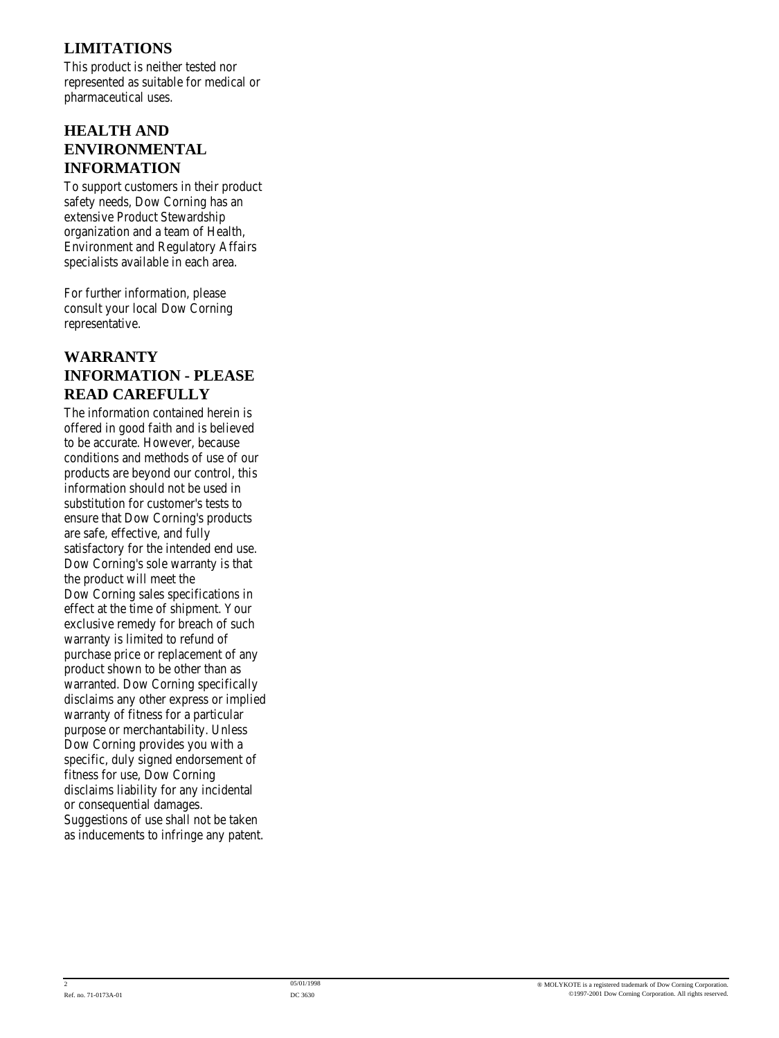## LIMITATIONS

This product is neither tested nor represented as suitable for medical or pharmaceutical uses.

## HEALTH AND ENVIRONMENTAL INFORMATION

To support customers in their product safety needs, Dow Corning has an extensive Product Stewardship organization and a team of Health, Environment and Regulatory Affairs specialists available in each area.

For further information, please consult your local Dow Corning representative.

## WARRANTY INFORMATION - PLEASE READ CAREFULLY

The information contained herein is offered in good faith and is believed to be accurate. However, because conditions and methods of use of our products are beyond our control, this information should not be used in substitution for customer's tests to ensure that Dow Corning's products are safe, effective, and fully satisfactory for the intended end use. Dow Corning's sole warranty is that the product will meet the Dow Corning sales specifications in effect at the time of shipment. Your exclusive remedy for breach of such warranty is limited to refund of purchase price or replacement of any product shown to be other than as warranted. Dow Corning specifically disclaims any other express or implied warranty of fitness for a particular purpose or merchantability. Unless Dow Corning provides you with a specific, duly signed endorsement of fitness for use, Dow Corning disclaims liability for any incidental or consequential damages. Suggestions of use shall not be taken as inducements to infringe any patent.

Ref. no. 71-0173A-01 05/01/1998 DC 3630

® MOLYKOTE is a registered trademark of Dow Corning Corporation.
©1997-2001 Dow Corning Corporation. All rights reserved.